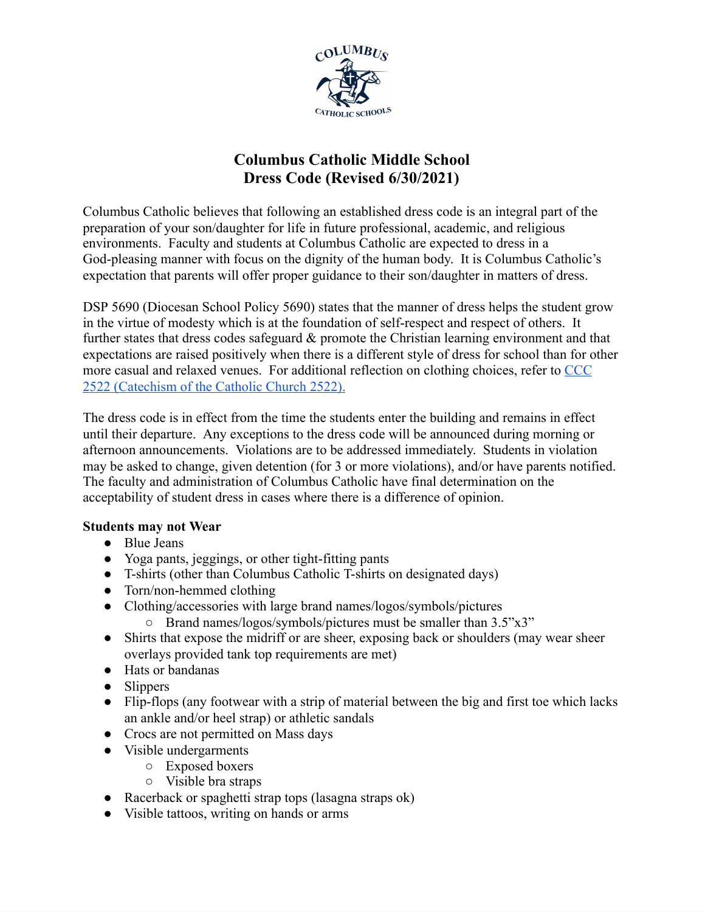# Columbus Catholic Middle School
# Dress Code (Revised 6/30/2021)

Columbus Catholic believes that following an established dress code is an integral part of the preparation of your son/daughter for life in future professional, academic, and religious environments. Faculty and students at Columbus Catholic are expected to dress in a God-pleasing manner with focus on the dignity of the human body. It is Columbus Catholic's expectation that parents will offer proper guidance to their son/daughter in matters of dress.

DSP 5690 (Diocesan School Policy 5690) states that the manner of dress helps the student grow in the virtue of modesty which is at the foundation of self-respect and respect of others. It further states that dress codes safeguard & promote the Christian learning environment and that expectations are raised positively when there is a different style of dress for school than for other more casual and relaxed venues. For additional reflection on clothing choices, refer to CCC 2522 (Catechism of the Catholic Church 2522).

The dress code is in effect from the time the students enter the building and remains in effect until their departure. Any exceptions to the dress code will be announced during morning or afternoon announcements. Violations are to be addressed immediately. Students in violation may be asked to change, given detention (for 3 or more violations), and/or have parents notified. The faculty and administration of Columbus Catholic have final determination on the acceptability of student dress in cases where there is a difference of opinion.

**Students may not Wear**

- Blue Jeans
- Yoga pants, jeggings, or other tight-fitting pants
- T-shirts (other than Columbus Catholic T-shirts on designated days)
- Torn/non-hemmed clothing
- Clothing/accessories with large brand names/logos/symbols/pictures
  - Brand names/logos/symbols/pictures must be smaller than 3.5"x3"
- Shirts that expose the midriff or are sheer, exposing back or shoulders (may wear sheer overlays provided tank top requirements are met)
- Hats or bandanas
- Slippers
- Flip-flops (any footwear with a strip of material between the big and first toe which lacks an ankle and/or heel strap) or athletic sandals
- Crocs are not permitted on Mass days
- Visible undergarments
  - Exposed boxers
  - Visible bra straps
- Racerback or spaghetti strap tops (lasagna straps ok)
- Visible tattoos, writing on hands or arms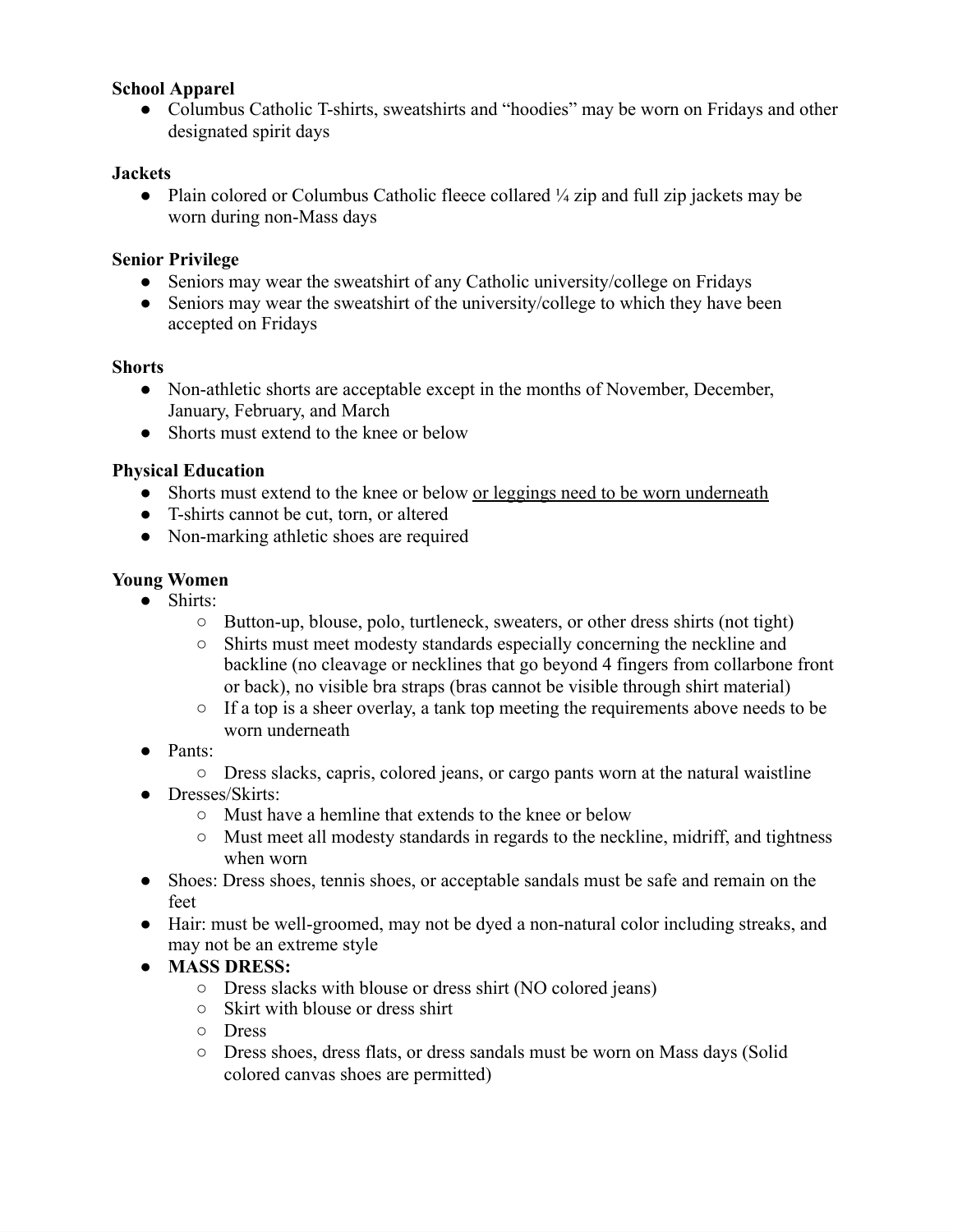**School Apparel**

- Columbus Catholic T-shirts, sweatshirts and "hoodies" may be worn on Fridays and other designated spirit days

**Jackets**

- Plain colored or Columbus Catholic fleece collared ¼ zip and full zip jackets may be worn during non-Mass days

**Senior Privilege**

- Seniors may wear the sweatshirt of any Catholic university/college on Fridays
- Seniors may wear the sweatshirt of the university/college to which they have been accepted on Fridays

**Shorts**

- Non-athletic shorts are acceptable except in the months of November, December, January, February, and March
- Shorts must extend to the knee or below

**Physical Education**

- Shorts must extend to the knee or below <u>or leggings need to be worn underneath</u>
- T-shirts cannot be cut, torn, or altered
- Non-marking athletic shoes are required

**Young Women**

- Shirts:
  - Button-up, blouse, polo, turtleneck, sweaters, or other dress shirts (not tight)
  - Shirts must meet modesty standards especially concerning the neckline and backline (no cleavage or necklines that go beyond 4 fingers from collarbone front or back), no visible bra straps (bras cannot be visible through shirt material)
  - If a top is a sheer overlay, a tank top meeting the requirements above needs to be worn underneath
- Pants:
  - Dress slacks, capris, colored jeans, or cargo pants worn at the natural waistline
- Dresses/Skirts:
  - Must have a hemline that extends to the knee or below
  - Must meet all modesty standards in regards to the neckline, midriff, and tightness when worn
- Shoes: Dress shoes, tennis shoes, or acceptable sandals must be safe and remain on the feet
- Hair: must be well-groomed, may not be dyed a non-natural color including streaks, and may not be an extreme style
- **MASS DRESS:**
  - Dress slacks with blouse or dress shirt (NO colored jeans)
  - Skirt with blouse or dress shirt
  - Dress
  - Dress shoes, dress flats, or dress sandals must be worn on Mass days (Solid colored canvas shoes are permitted)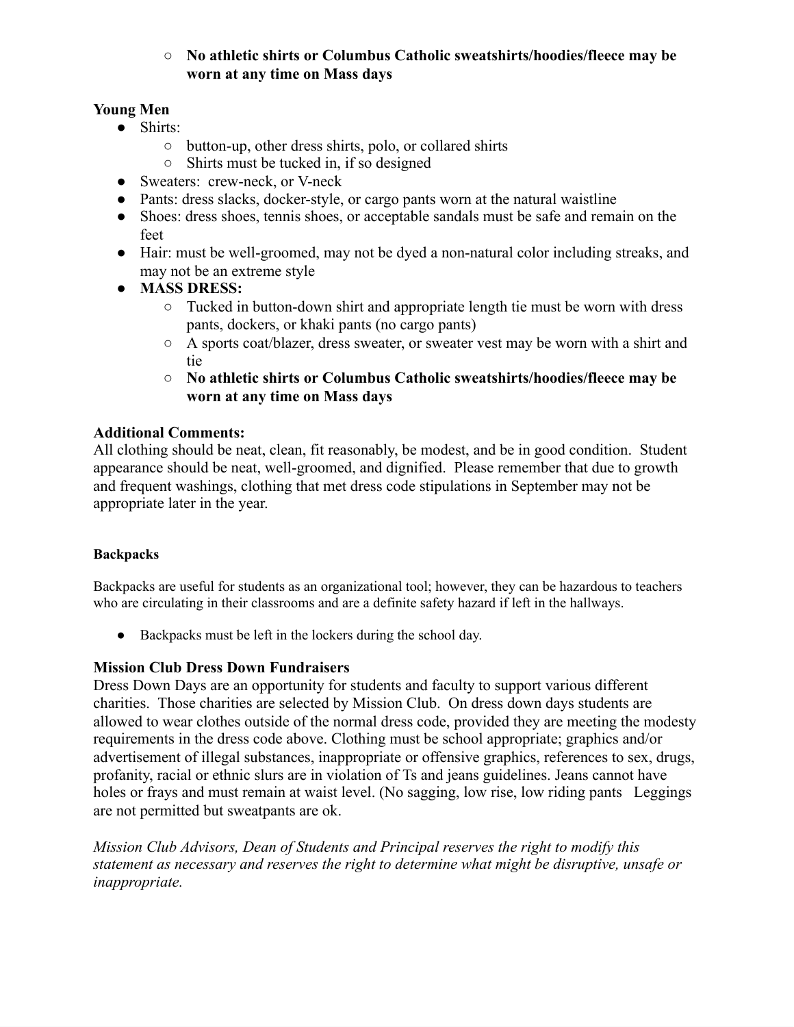- **No athletic shirts or Columbus Catholic sweatshirts/hoodies/fleece may be worn at any time on Mass days**

**Young Men**

- Shirts:
  - button-up, other dress shirts, polo, or collared shirts
  - Shirts must be tucked in, if so designed
- Sweaters: crew-neck, or V-neck
- Pants: dress slacks, docker-style, or cargo pants worn at the natural waistline
- Shoes: dress shoes, tennis shoes, or acceptable sandals must be safe and remain on the feet
- Hair: must be well-groomed, may not be dyed a non-natural color including streaks, and may not be an extreme style
- **MASS DRESS:**
  - Tucked in button-down shirt and appropriate length tie must be worn with dress pants, dockers, or khaki pants (no cargo pants)
  - A sports coat/blazer, dress sweater, or sweater vest may be worn with a shirt and tie
  - **No athletic shirts or Columbus Catholic sweatshirts/hoodies/fleece may be worn at any time on Mass days**

**Additional Comments:**

All clothing should be neat, clean, fit reasonably, be modest, and be in good condition. Student appearance should be neat, well-groomed, and dignified. Please remember that due to growth and frequent washings, clothing that met dress code stipulations in September may not be appropriate later in the year.

**Backpacks**

Backpacks are useful for students as an organizational tool; however, they can be hazardous to teachers who are circulating in their classrooms and are a definite safety hazard if left in the hallways.

- Backpacks must be left in the lockers during the school day.

**Mission Club Dress Down Fundraisers**

Dress Down Days are an opportunity for students and faculty to support various different charities. Those charities are selected by Mission Club. On dress down days students are allowed to wear clothes outside of the normal dress code, provided they are meeting the modesty requirements in the dress code above. Clothing must be school appropriate; graphics and/or advertisement of illegal substances, inappropriate or offensive graphics, references to sex, drugs, profanity, racial or ethnic slurs are in violation of Ts and jeans guidelines. Jeans cannot have holes or frays and must remain at waist level. (No sagging, low rise, low riding pants Leggings are not permitted but sweatpants are ok.

*Mission Club Advisors, Dean of Students and Principal reserves the right to modify this statement as necessary and reserves the right to determine what might be disruptive, unsafe or inappropriate.*